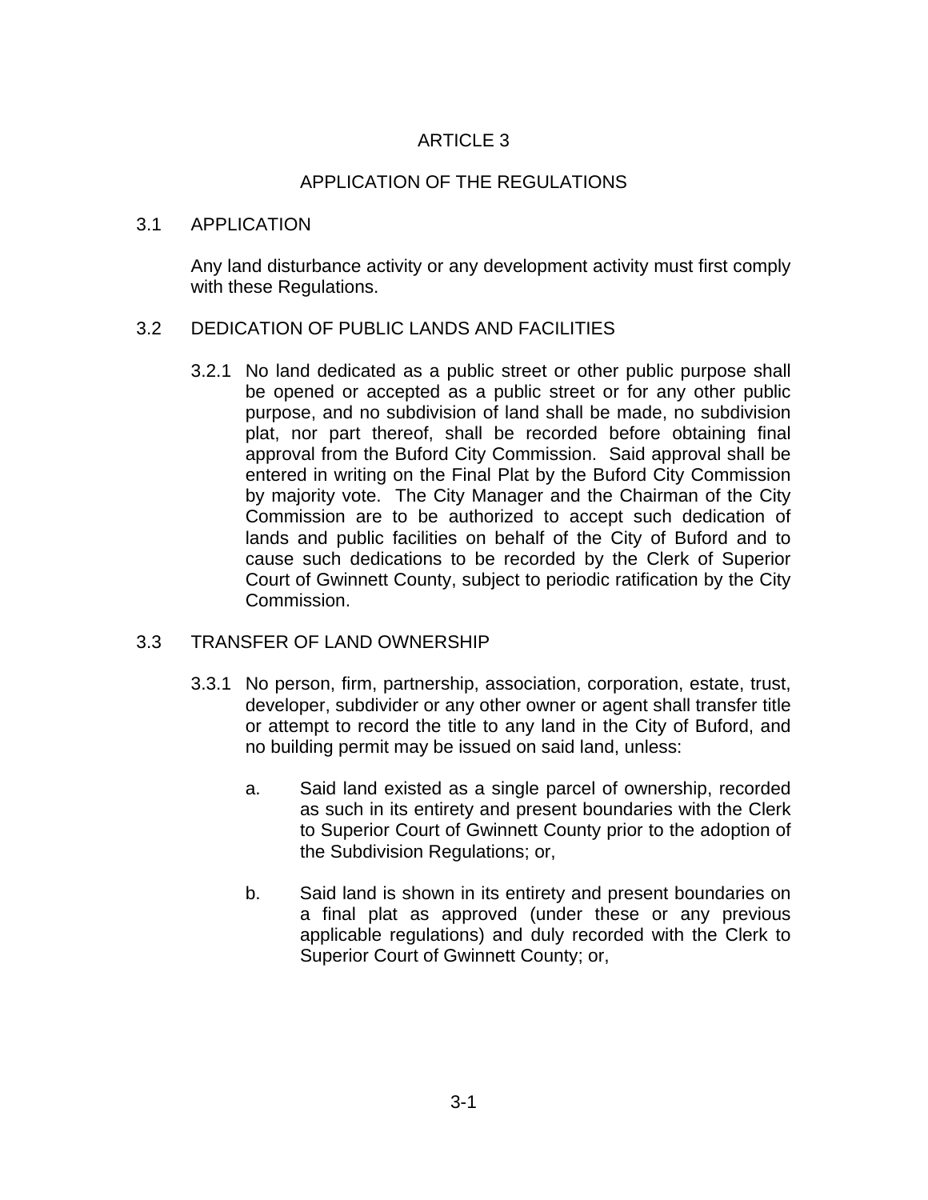# ARTICLE 3

# APPLICATION OF THE REGULATIONS

## 3.1 APPLICATION

Any land disturbance activity or any development activity must first comply with these Regulations.

## 3.2 DEDICATION OF PUBLIC LANDS AND FACILITIES

3.2.1 No land dedicated as a public street or other public purpose shall be opened or accepted as a public street or for any other public purpose, and no subdivision of land shall be made, no subdivision plat, nor part thereof, shall be recorded before obtaining final approval from the Buford City Commission. Said approval shall be entered in writing on the Final Plat by the Buford City Commission by majority vote. The City Manager and the Chairman of the City Commission are to be authorized to accept such dedication of lands and public facilities on behalf of the City of Buford and to cause such dedications to be recorded by the Clerk of Superior Court of Gwinnett County, subject to periodic ratification by the City Commission.

## 3.3 TRANSFER OF LAND OWNERSHIP

3.3.1 No person, firm, partnership, association, corporation, estate, trust, developer, subdivider or any other owner or agent shall transfer title or attempt to record the title to any land in the City of Buford, and no building permit may be issued on said land, unless:

a. Said land existed as a single parcel of ownership, recorded as such in its entirety and present boundaries with the Clerk to Superior Court of Gwinnett County prior to the adoption of the Subdivision Regulations; or,

b. Said land is shown in its entirety and present boundaries on a final plat as approved (under these or any previous applicable regulations) and duly recorded with the Clerk to Superior Court of Gwinnett County; or,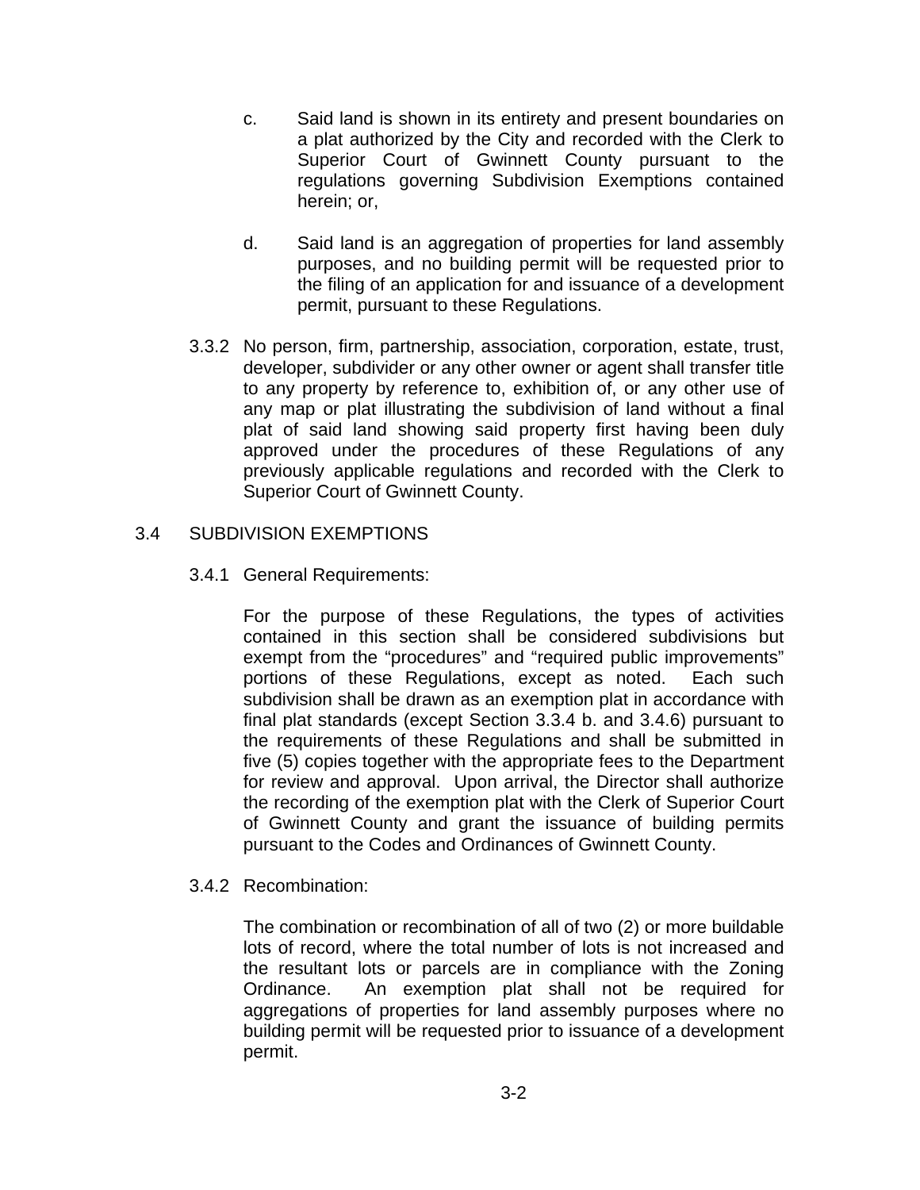c. Said land is shown in its entirety and present boundaries on a plat authorized by the City and recorded with the Clerk to Superior Court of Gwinnett County pursuant to the regulations governing Subdivision Exemptions contained herein; or,

d. Said land is an aggregation of properties for land assembly purposes, and no building permit will be requested prior to the filing of an application for and issuance of a development permit, pursuant to these Regulations.

3.3.2 No person, firm, partnership, association, corporation, estate, trust, developer, subdivider or any other owner or agent shall transfer title to any property by reference to, exhibition of, or any other use of any map or plat illustrating the subdivision of land without a final plat of said land showing said property first having been duly approved under the procedures of these Regulations of any previously applicable regulations and recorded with the Clerk to Superior Court of Gwinnett County.

## 3.4 SUBDIVISION EXEMPTIONS

### 3.4.1 General Requirements:

For the purpose of these Regulations, the types of activities contained in this section shall be considered subdivisions but exempt from the "procedures" and "required public improvements" portions of these Regulations, except as noted. Each such subdivision shall be drawn as an exemption plat in accordance with final plat standards (except Section 3.3.4 b. and 3.4.6) pursuant to the requirements of these Regulations and shall be submitted in five (5) copies together with the appropriate fees to the Department for review and approval. Upon arrival, the Director shall authorize the recording of the exemption plat with the Clerk of Superior Court of Gwinnett County and grant the issuance of building permits pursuant to the Codes and Ordinances of Gwinnett County.

### 3.4.2 Recombination:

The combination or recombination of all of two (2) or more buildable lots of record, where the total number of lots is not increased and the resultant lots or parcels are in compliance with the Zoning Ordinance. An exemption plat shall not be required for aggregations of properties for land assembly purposes where no building permit will be requested prior to issuance of a development permit.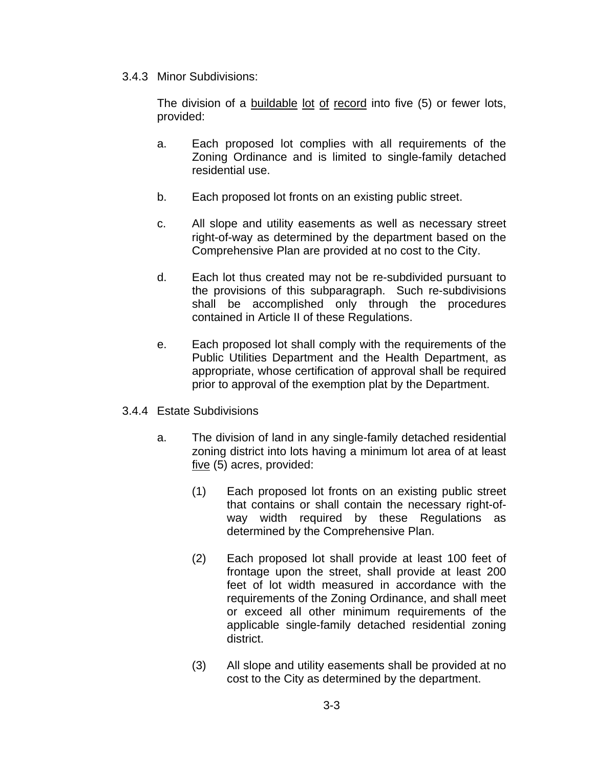### 3.4.3 Minor Subdivisions:

The division of a buildable lot of record into five (5) or fewer lots, provided:

a. Each proposed lot complies with all requirements of the Zoning Ordinance and is limited to single-family detached residential use.

b. Each proposed lot fronts on an existing public street.

c. All slope and utility easements as well as necessary street right-of-way as determined by the department based on the Comprehensive Plan are provided at no cost to the City.

d. Each lot thus created may not be re-subdivided pursuant to the provisions of this subparagraph. Such re-subdivisions shall be accomplished only through the procedures contained in Article II of these Regulations.

e. Each proposed lot shall comply with the requirements of the Public Utilities Department and the Health Department, as appropriate, whose certification of approval shall be required prior to approval of the exemption plat by the Department.

### 3.4.4 Estate Subdivisions

a. The division of land in any single-family detached residential zoning district into lots having a minimum lot area of at least five (5) acres, provided:

   (1) Each proposed lot fronts on an existing public street that contains or shall contain the necessary right-of-way width required by these Regulations as determined by the Comprehensive Plan.

   (2) Each proposed lot shall provide at least 100 feet of frontage upon the street, shall provide at least 200 feet of lot width measured in accordance with the requirements of the Zoning Ordinance, and shall meet or exceed all other minimum requirements of the applicable single-family detached residential zoning district.

   (3) All slope and utility easements shall be provided at no cost to the City as determined by the department.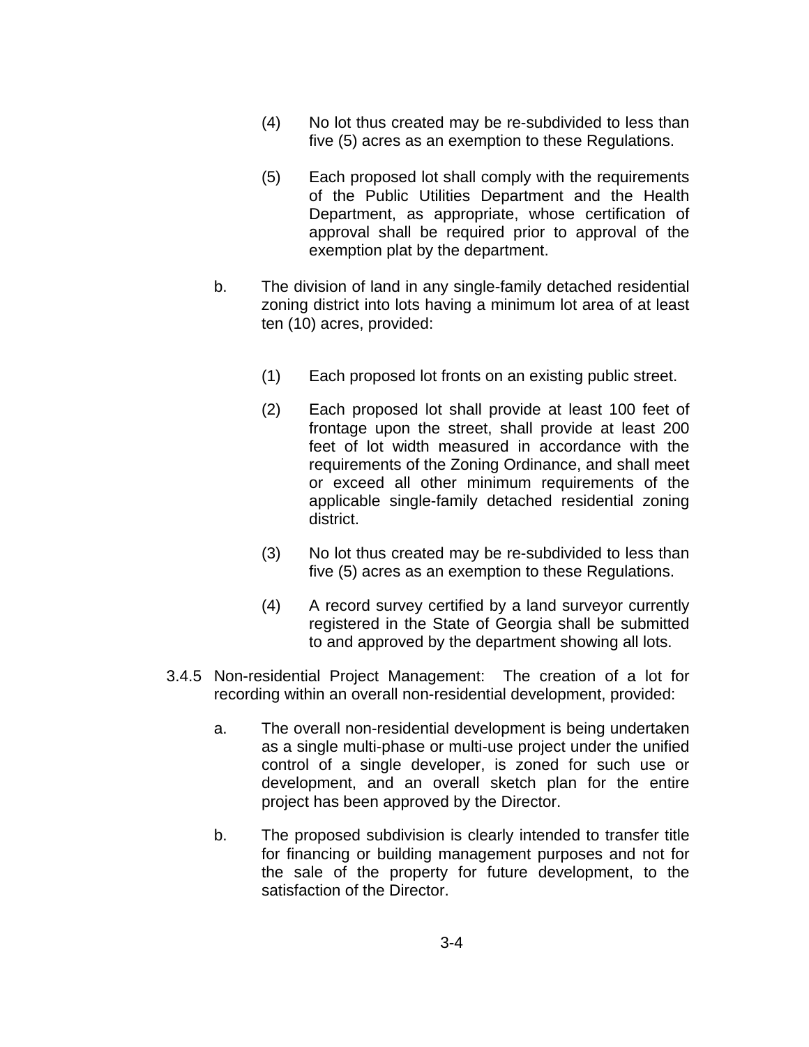(4) No lot thus created may be re-subdivided to less than five (5) acres as an exemption to these Regulations.

(5) Each proposed lot shall comply with the requirements of the Public Utilities Department and the Health Department, as appropriate, whose certification of approval shall be required prior to approval of the exemption plat by the department.

b. The division of land in any single-family detached residential zoning district into lots having a minimum lot area of at least ten (10) acres, provided:

(1) Each proposed lot fronts on an existing public street.

(2) Each proposed lot shall provide at least 100 feet of frontage upon the street, shall provide at least 200 feet of lot width measured in accordance with the requirements of the Zoning Ordinance, and shall meet or exceed all other minimum requirements of the applicable single-family detached residential zoning district.

(3) No lot thus created may be re-subdivided to less than five (5) acres as an exemption to these Regulations.

(4) A record survey certified by a land surveyor currently registered in the State of Georgia shall be submitted to and approved by the department showing all lots.

3.4.5 Non-residential Project Management: The creation of a lot for recording within an overall non-residential development, provided:

a. The overall non-residential development is being undertaken as a single multi-phase or multi-use project under the unified control of a single developer, is zoned for such use or development, and an overall sketch plan for the entire project has been approved by the Director.

b. The proposed subdivision is clearly intended to transfer title for financing or building management purposes and not for the sale of the property for future development, to the satisfaction of the Director.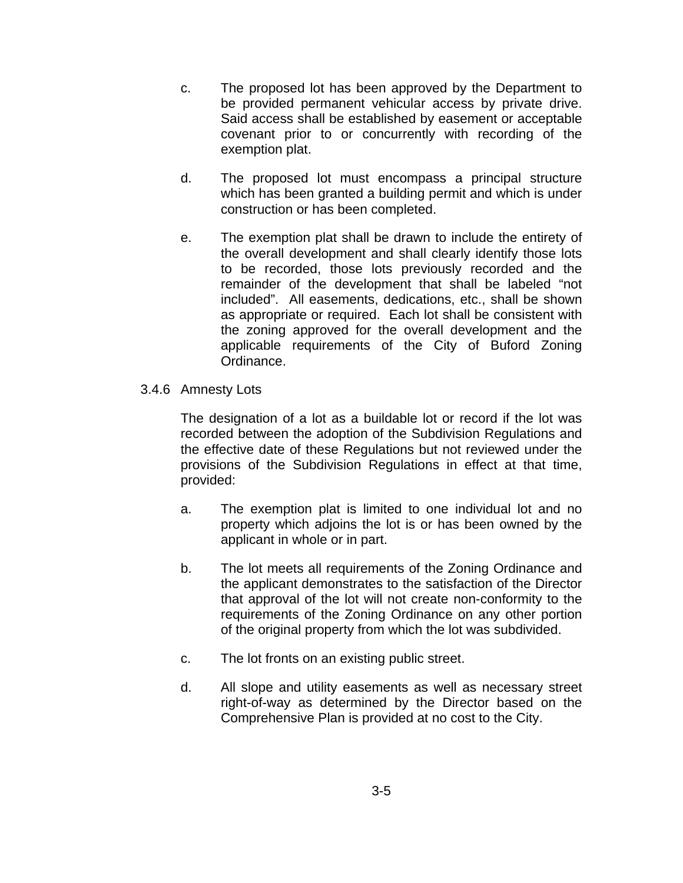c. The proposed lot has been approved by the Department to be provided permanent vehicular access by private drive. Said access shall be established by easement or acceptable covenant prior to or concurrently with recording of the exemption plat.

d. The proposed lot must encompass a principal structure which has been granted a building permit and which is under construction or has been completed.

e. The exemption plat shall be drawn to include the entirety of the overall development and shall clearly identify those lots to be recorded, those lots previously recorded and the remainder of the development that shall be labeled "not included". All easements, dedications, etc., shall be shown as appropriate or required. Each lot shall be consistent with the zoning approved for the overall development and the applicable requirements of the City of Buford Zoning Ordinance.

### 3.4.6 Amnesty Lots

The designation of a lot as a buildable lot or record if the lot was recorded between the adoption of the Subdivision Regulations and the effective date of these Regulations but not reviewed under the provisions of the Subdivision Regulations in effect at that time, provided:

a. The exemption plat is limited to one individual lot and no property which adjoins the lot is or has been owned by the applicant in whole or in part.

b. The lot meets all requirements of the Zoning Ordinance and the applicant demonstrates to the satisfaction of the Director that approval of the lot will not create non-conformity to the requirements of the Zoning Ordinance on any other portion of the original property from which the lot was subdivided.

c. The lot fronts on an existing public street.

d. All slope and utility easements as well as necessary street right-of-way as determined by the Director based on the Comprehensive Plan is provided at no cost to the City.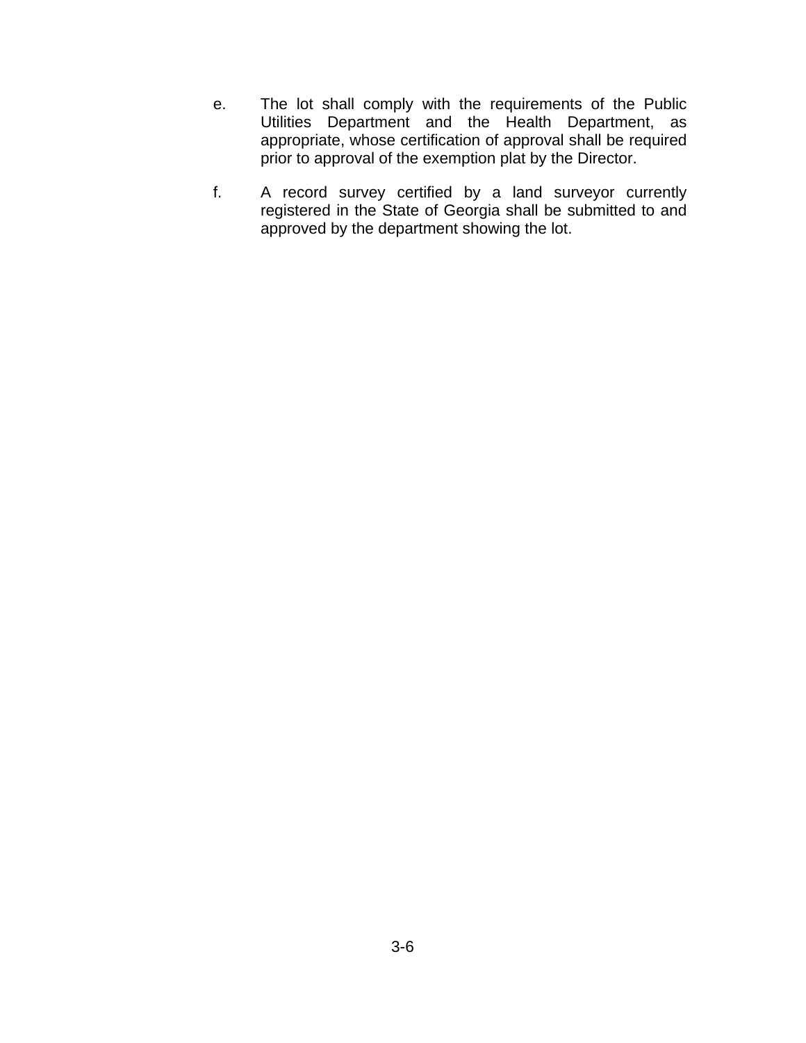e. The lot shall comply with the requirements of the Public Utilities Department and the Health Department, as appropriate, whose certification of approval shall be required prior to approval of the exemption plat by the Director.

f. A record survey certified by a land surveyor currently registered in the State of Georgia shall be submitted to and approved by the department showing the lot.